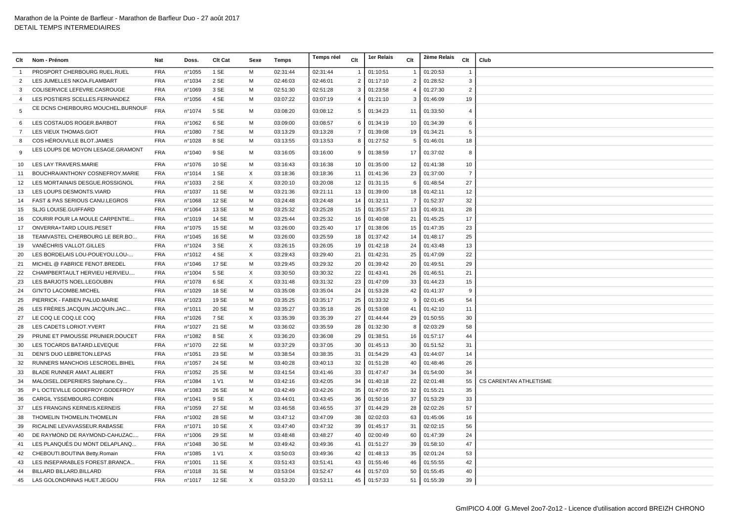Marathon de la Pointe de Barfleur - Marathon de Barfleur Duo - 27 août 2017

DETAIL TEMPS INTERMEDIAIRES

| Clt | Nom - Prénom | Nat | Doss. | Clt Cat | Sexe | Temps | Temps réel | Clt | 1er Relais | Clt | 2ème Relais | Clt | Club |
|---|---|---|---|---|---|---|---|---|---|---|---|---|---|
| 1 | PROSPORT CHERBOURG RUEL.RUEL | FRA | n°1055 | 1 SE | M | 02:31:44 | 02:31:44 | 1 | 01:10:51 | 1 | 01:20:53 | 1 | |
| 2 | LES JUMELLES NKOA.FLAMBART | FRA | n°1034 | 2 SE | M | 02:46:03 | 02:46:01 | 2 | 01:17:10 | 2 | 01:28:52 | 3 | |
| 3 | COLISERVICE LEFEVRE.CASROUGE | FRA | n°1069 | 3 SE | M | 02:51:30 | 02:51:28 | 3 | 01:23:58 | 4 | 01:27:30 | 2 | |
| 4 | LES POSTIERS SCELLES.FERNANDEZ | FRA | n°1056 | 4 SE | M | 03:07:22 | 03:07:19 | 4 | 01:21:10 | 3 | 01:46:09 | 19 | |
| 5 | CE DCNS CHERBOURG MOUCHEL.BURNOUF | FRA | n°1074 | 5 SE | M | 03:08:20 | 03:08:12 | 5 | 01:34:23 | 11 | 01:33:50 | 4 | |
| 6 | LES COSTAUDS ROGER.BARBOT | FRA | n°1062 | 6 SE | M | 03:09:00 | 03:08:57 | 6 | 01:34:19 | 10 | 01:34:39 | 6 | |
| 7 | LES VIEUX THOMAS.GIOT | FRA | n°1080 | 7 SE | M | 03:13:29 | 03:13:28 | 7 | 01:39:08 | 19 | 01:34:21 | 5 | |
| 8 | COS HÉROUVILLE BLOT.JAMES | FRA | n°1028 | 8 SE | M | 03:13:55 | 03:13:53 | 8 | 01:27:52 | 5 | 01:46:01 | 18 | |
| 9 | LES LOUPS DE MOYON LESAGE.GRAMONT | FRA | n°1040 | 9 SE | M | 03:16:05 | 03:16:00 | 9 | 01:38:59 | 17 | 01:37:02 | 8 | |
| 10 | LES LAY TRAVERS.MARIE | FRA | n°1076 | 10 SE | M | 03:16:43 | 03:16:38 | 10 | 01:35:00 | 12 | 01:41:38 | 10 | |
| 11 | BOUCHRA/ANTHONY COSNEFROY.MARIE | FRA | n°1014 | 1 SE | X | 03:18:36 | 03:18:36 | 11 | 01:41:36 | 23 | 01:37:00 | 7 | |
| 12 | LES MORTAINAIS DESGUE.ROSSIGNOL | FRA | n°1033 | 2 SE | X | 03:20:10 | 03:20:08 | 12 | 01:31:15 | 6 | 01:48:54 | 27 | |
| 13 | LES LOUPS DESMONTS.VIARD | FRA | n°1037 | 11 SE | M | 03:21:36 | 03:21:11 | 13 | 01:39:00 | 18 | 01:42:11 | 12 | |
| 14 | FAST & PAS SERIOUS CANU.LEGROS | FRA | n°1068 | 12 SE | M | 03:24:48 | 03:24:48 | 14 | 01:32:11 | 7 | 01:52:37 | 32 | |
| 15 | SLJG LOUISE.GUIFFARD | FRA | n°1064 | 13 SE | M | 03:25:32 | 03:25:28 | 15 | 01:35:57 | 13 | 01:49:31 | 28 | |
| 16 | COURIR POUR LA MOULE CARPENTIE... | FRA | n°1019 | 14 SE | M | 03:25:44 | 03:25:32 | 16 | 01:40:08 | 21 | 01:45:25 | 17 | |
| 17 | ONVERRA+TARD LOUIS.PESET | FRA | n°1075 | 15 SE | M | 03:26:00 | 03:25:40 | 17 | 01:38:06 | 15 | 01:47:35 | 23 | |
| 18 | TEAMVASTEL CHERBOURG LE BER.BO... | FRA | n°1045 | 16 SE | M | 03:26:00 | 03:25:59 | 18 | 01:37:42 | 14 | 01:48:17 | 25 | |
| 19 | VANÉCHRIS VALLOT.GILLES | FRA | n°1024 | 3 SE | X | 03:26:15 | 03:26:05 | 19 | 01:42:18 | 24 | 01:43:48 | 13 | |
| 20 | LES BORDELAIS LOU-POUEYOU.LOU-... | FRA | n°1012 | 4 SE | X | 03:29:43 | 03:29:40 | 21 | 01:42:31 | 25 | 01:47:09 | 22 | |
| 21 | MICHEL @ FABRICE FENOT.BREDEL | FRA | n°1046 | 17 SE | M | 03:29:45 | 03:29:32 | 20 | 01:39:42 | 20 | 01:49:51 | 29 | |
| 22 | CHAMPBERTAULT HERVIEU HERVIEU.... | FRA | n°1004 | 5 SE | X | 03:30:50 | 03:30:32 | 22 | 01:43:41 | 26 | 01:46:51 | 21 | |
| 23 | LES BARJOTS NOEL.LEGOUBIN | FRA | n°1078 | 6 SE | X | 03:31:48 | 03:31:32 | 23 | 01:47:09 | 33 | 01:44:23 | 15 | |
| 24 | GI'N'TO LACOMBE.MICHEL | FRA | n°1029 | 18 SE | M | 03:35:08 | 03:35:04 | 24 | 01:53:28 | 42 | 01:41:37 | 9 | |
| 25 | PIERRICK - FABIEN PALUD.MARIE | FRA | n°1023 | 19 SE | M | 03:35:25 | 03:35:17 | 25 | 01:33:32 | 9 | 02:01:45 | 54 | |
| 26 | LES FRÈRES JACQUIN JACQUIN.JAC... | FRA | n°1011 | 20 SE | M | 03:35:27 | 03:35:18 | 26 | 01:53:08 | 41 | 01:42:10 | 11 | |
| 27 | LE COQ LE COQ.LE COQ | FRA | n°1026 | 7 SE | X | 03:35:39 | 03:35:39 | 27 | 01:44:44 | 29 | 01:50:55 | 30 | |
| 28 | LES CADETS LORIOT.YVERT | FRA | n°1027 | 21 SE | M | 03:36:02 | 03:35:59 | 28 | 01:32:30 | 8 | 02:03:29 | 58 | |
| 29 | PRUNE ET PIMOUSSE PRUNIER.DOUCET | FRA | n°1082 | 8 SE | X | 03:36:20 | 03:36:08 | 29 | 01:38:51 | 16 | 01:57:17 | 44 | |
| 30 | LES TOCARDS BATARD.LEVEQUE | FRA | n°1070 | 22 SE | M | 03:37:29 | 03:37:05 | 30 | 01:45:13 | 30 | 01:51:52 | 31 | |
| 31 | DENI'S DUO LEBRETON.LEPAS | FRA | n°1051 | 23 SE | M | 03:38:54 | 03:38:35 | 31 | 01:54:29 | 43 | 01:44:07 | 14 | |
| 32 | RUNNERS MANCHOIS LESCROEL.BIHEL | FRA | n°1057 | 24 SE | M | 03:40:28 | 03:40:13 | 32 | 01:51:28 | 40 | 01:48:46 | 26 | |
| 33 | BLADE RUNNER AMAT.ALIBERT | FRA | n°1052 | 25 SE | M | 03:41:54 | 03:41:46 | 33 | 01:47:47 | 34 | 01:54:00 | 34 | |
| 34 | MALOISEL.DEPERIERS Stéphane.Cy... | FRA | n°1084 | 1 V1 | M | 03:42:16 | 03:42:05 | 34 | 01:40:18 | 22 | 02:01:48 | 55 | CS CARENTAN ATHLETISME |
| 35 | P L OCTEVILLE GODEFROY.GODEFROY | FRA | n°1083 | 26 SE | M | 03:42:49 | 03:42:26 | 35 | 01:47:05 | 32 | 01:55:21 | 35 | |
| 36 | CARGIL YSSEMBOURG.CORBIN | FRA | n°1041 | 9 SE | X | 03:44:01 | 03:43:45 | 36 | 01:50:16 | 37 | 01:53:29 | 33 | |
| 37 | LES FRANGINS KERNEIS.KERNEIS | FRA | n°1059 | 27 SE | M | 03:46:58 | 03:46:55 | 37 | 01:44:29 | 28 | 02:02:26 | 57 | |
| 38 | THOMELIN THOMELIN.THOMELIN | FRA | n°1002 | 28 SE | M | 03:47:12 | 03:47:09 | 38 | 02:02:03 | 63 | 01:45:06 | 16 | |
| 39 | RICALINE LEVAVASSEUR.RABASSE | FRA | n°1071 | 10 SE | X | 03:47:40 | 03:47:32 | 39 | 01:45:17 | 31 | 02:02:15 | 56 | |
| 40 | DE RAYMOND DE RAYMOND-CAHUZAC.... | FRA | n°1006 | 29 SE | M | 03:48:48 | 03:48:27 | 40 | 02:00:49 | 60 | 01:47:39 | 24 | |
| 41 | LES PLANQUÉS DU MONT DELAPLANQ.... | FRA | n°1048 | 30 SE | M | 03:49:42 | 03:49:36 | 41 | 01:51:27 | 39 | 01:58:10 | 47 | |
| 42 | CHEBOUTI.BOUTINA Betty.Romain | FRA | n°1085 | 1 V1 | X | 03:50:03 | 03:49:36 | 42 | 01:48:13 | 35 | 02:01:24 | 53 | |
| 43 | LES INSEPARABLES FOREST.BRANCA... | FRA | n°1001 | 11 SE | X | 03:51:43 | 03:51:41 | 43 | 01:55:46 | 46 | 01:55:55 | 42 | |
| 44 | BILLARD BILLARD.BILLARD | FRA | n°1018 | 31 SE | M | 03:53:04 | 03:52:47 | 44 | 01:57:03 | 50 | 01:55:45 | 40 | |
| 45 | LAS GOLONDRINAS HUET.JEGOU | FRA | n°1017 | 12 SE | X | 03:53:20 | 03:53:11 | 45 | 01:57:33 | 51 | 01:55:39 | 39 | |

GmIPICO 4.00f G.Mevel 2oo7-2o12 - Licence d'utilisation accord BREIZH CHRONO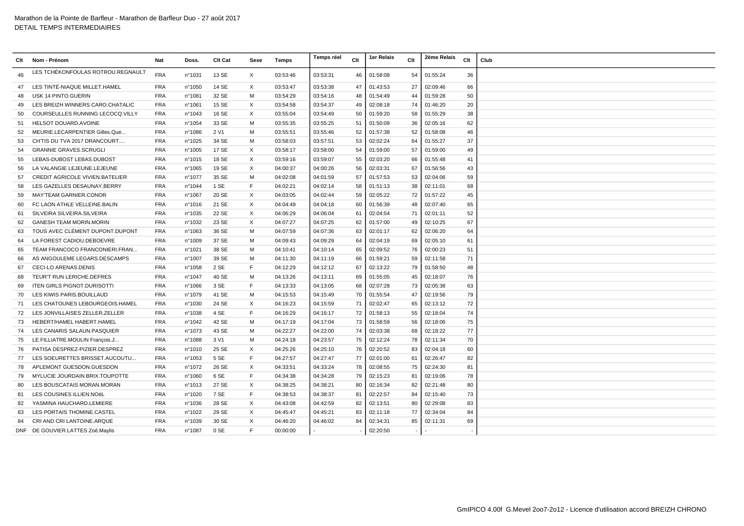Marathon de la Pointe de Barfleur - Marathon de Barfleur Duo - 27 août 2017
DETAIL TEMPS INTERMEDIAIRES

| Clt | Nom - Prénom | Nat | Doss. | Clt Cat | Sexe | Temps | Temps réel | Clt | 1er Relais | Clt | 2ème Relais | Clt | Club |
|---|---|---|---|---|---|---|---|---|---|---|---|---|---|
| 46 | LES TCHÉKONFOULAS ROTROU.REGNAULT | FRA | n°1031 | 13 SE | X | 03:53:46 | 03:53:31 | 46 | 01:58:08 | 54 | 01:55:24 | 36 | |
| 47 | LES TINTÉ-NIAQUE MILLET.HAMEL | FRA | n°1050 | 14 SE | X | 03:53:47 | 03:53:38 | 47 | 01:43:53 | 27 | 02:09:46 | 66 | |
| 48 | USK 14 PINTO.GUERIN | FRA | n°1081 | 32 SE | M | 03:54:29 | 03:54:16 | 48 | 01:54:49 | 44 | 01:59:28 | 50 | |
| 49 | LES BREIZH WINNERS CARO.CHATALIC | FRA | n°1061 | 15 SE | X | 03:54:58 | 03:54:37 | 49 | 02:08:18 | 74 | 01:46:20 | 20 | |
| 50 | COURSEULLES RUNNING LECOCQ.VILLY | FRA | n°1043 | 16 SE | X | 03:55:04 | 03:54:49 | 50 | 01:59:20 | 58 | 01:55:29 | 38 | |
| 51 | HELSOT DOUARD.AVOINE | FRA | n°1054 | 33 SE | M | 03:55:35 | 03:55:25 | 51 | 01:50:09 | 36 | 02:05:16 | 62 | |
| 52 | MEURIE.LECARPENTIER Gilles.Que... | FRA | n°1086 | 2 V1 | M | 03:55:51 | 03:55:46 | 52 | 01:57:38 | 52 | 01:58:08 | 46 | |
| 53 | CH'TIS DU TVA 2017 DRANCOURT.... | FRA | n°1025 | 34 SE | M | 03:58:03 | 03:57:51 | 53 | 02:02:24 | 64 | 01:55:27 | 37 | |
| 54 | GRANNIE GRAVES.SCRUGLI | FRA | n°1005 | 17 SE | X | 03:58:17 | 03:58:00 | 54 | 01:59:00 | 57 | 01:59:00 | 49 | |
| 55 | LEBAS-DUBOST LEBAS.DUBOST | FRA | n°1015 | 18 SE | X | 03:59:16 | 03:59:07 | 55 | 02:03:20 | 66 | 01:55:48 | 41 | |
| 56 | LA VALANGIE LEJEUNE.LEJEUNE | FRA | n°1065 | 19 SE | X | 04:00:37 | 04:00:26 | 56 | 02:03:31 | 67 | 01:56:56 | 43 | |
| 57 | CREDIT AGRICOLE VIVIEN.BATELIER | FRA | n°1077 | 35 SE | M | 04:02:08 | 04:01:59 | 57 | 01:57:53 | 53 | 02:04:06 | 59 | |
| 58 | LES GAZELLES DESAUNAY.BERRY | FRA | n°1044 | 1 SE | F | 04:02:21 | 04:02:14 | 58 | 01:51:13 | 38 | 02:11:01 | 68 | |
| 59 | MAY'TEAM GARNIER.CONOR | FRA | n°1067 | 20 SE | X | 04:03:05 | 04:02:44 | 59 | 02:05:22 | 72 | 01:57:22 | 45 | |
| 60 | FC LAON ATHLE VELLEINE.BALIN | FRA | n°1016 | 21 SE | X | 04:04:49 | 04:04:18 | 60 | 01:56:39 | 48 | 02:07:40 | 65 | |
| 61 | SILVEIRA SILVEIRA.SILVEIRA | FRA | n°1035 | 22 SE | X | 04:06:29 | 04:06:04 | 61 | 02:04:54 | 71 | 02:01:11 | 52 | |
| 62 | GANESH TEAM MORIN.MORIN | FRA | n°1032 | 23 SE | X | 04:07:27 | 04:07:25 | 62 | 01:57:00 | 49 | 02:10:25 | 67 | |
| 63 | TOUS AVEC CLÉMENT DUPONT.DUPONT | FRA | n°1063 | 36 SE | M | 04:07:59 | 04:07:36 | 63 | 02:01:17 | 62 | 02:06:20 | 64 | |
| 64 | LA FOREST CADIOU.DEBOEVRE | FRA | n°1009 | 37 SE | M | 04:09:43 | 04:09:29 | 64 | 02:04:19 | 69 | 02:05:10 | 61 | |
| 65 | TEAM FRANCOCO FRANCONIERI.FRAN... | FRA | n°1021 | 38 SE | M | 04:10:41 | 04:10:14 | 65 | 02:09:52 | 76 | 02:00:23 | 51 | |
| 66 | AS ANGOULEME LEGARS.DESCAMPS | FRA | n°1007 | 39 SE | M | 04:11:30 | 04:11:19 | 66 | 01:59:21 | 59 | 02:11:58 | 71 | |
| 67 | CECI-LO ARENAS.DENIS | FRA | n°1058 | 2 SE | F | 04:12:29 | 04:12:12 | 67 | 02:13:22 | 79 | 01:58:50 | 48 | |
| 68 | TEUR'T RUN LERICHE.DEFRES | FRA | n°1047 | 40 SE | M | 04:13:26 | 04:13:11 | 69 | 01:55:05 | 45 | 02:18:07 | 76 | |
| 69 | ITEN GIRLS PIGNOT.DURISOTTI | FRA | n°1066 | 3 SE | F | 04:13:33 | 04:13:05 | 68 | 02:07:28 | 73 | 02:05:38 | 63 | |
| 70 | LES KIWIS PARIS.BOUILLAUD | FRA | n°1079 | 41 SE | M | 04:15:53 | 04:15:49 | 70 | 01:55:54 | 47 | 02:19:56 | 79 | |
| 71 | LES CHATOUNES LEBOURGEOIS.HAMEL | FRA | n°1030 | 24 SE | X | 04:16:23 | 04:15:59 | 71 | 02:02:47 | 65 | 02:13:12 | 72 | |
| 72 | LES JONVILLAISES ZELLER.ZELLER | FRA | n°1038 | 4 SE | F | 04:16:29 | 04:16:17 | 72 | 01:58:13 | 55 | 02:18:04 | 74 | |
| 73 | HEBERT/HAMEL HABERT.HAMEL | FRA | n°1042 | 42 SE | M | 04:17:19 | 04:17:04 | 73 | 01:58:59 | 56 | 02:18:06 | 75 | |
| 74 | LES CANARIS SALAUN.PASQUIER | FRA | n°1073 | 43 SE | M | 04:22:27 | 04:22:00 | 74 | 02:03:38 | 68 | 02:18:22 | 77 | |
| 75 | LE FILLIATRE.MOULIN François.J... | FRA | n°1088 | 3 V1 | M | 04:24:18 | 04:23:57 | 75 | 02:12:24 | 78 | 02:11:34 | 70 | |
| 76 | PATISA DESPREZ-PIZIER.DESPREZ | FRA | n°1010 | 25 SE | X | 04:25:26 | 04:25:10 | 76 | 02:20:52 | 83 | 02:04:18 | 60 | |
| 77 | LES SOEURETTES BRISSET.AUCOUTU... | FRA | n°1053 | 5 SE | F | 04:27:57 | 04:27:47 | 77 | 02:01:00 | 61 | 02:26:47 | 82 | |
| 78 | APLEMONT GUESDON.GUESDON | FRA | n°1072 | 26 SE | X | 04:33:51 | 04:33:24 | 78 | 02:08:55 | 75 | 02:24:30 | 81 | |
| 79 | MYLUCIE JOURDAIN BRIX.TOUPOTTE | FRA | n°1060 | 6 SE | F | 04:34:38 | 04:34:28 | 79 | 02:15:23 | 81 | 02:19:06 | 78 | |
| 80 | LES BOUSCATAIS MORAN.MORAN | FRA | n°1013 | 27 SE | X | 04:38:25 | 04:38:21 | 80 | 02:16:34 | 82 | 02:21:48 | 80 | |
| 81 | LES COUSINES ILLIEN.NOëL | FRA | n°1020 | 7 SE | F | 04:38:53 | 04:38:37 | 81 | 02:22:57 | 84 | 02:15:40 | 73 | |
| 82 | YASMINA HAUCHARD.LEMIERE | FRA | n°1036 | 28 SE | X | 04:43:08 | 04:42:59 | 82 | 02:13:51 | 80 | 02:29:08 | 83 | |
| 83 | LES PORTAIS THOMINE.CASTEL | FRA | n°1022 | 29 SE | X | 04:45:47 | 04:45:21 | 83 | 02:11:18 | 77 | 02:34:04 | 84 | |
| 84 | CRI AND CRI LANTOINE.ARQUE | FRA | n°1039 | 30 SE | X | 04:46:20 | 04:46:02 | 84 | 02:34:31 | 85 | 02:11:31 | 69 | |
| DNF | DE GOUVIER.LATTES Zoé.Maylis | FRA | n°1087 | 0 SE | F | 00:00:00 | - | - | 02:20:50 | - | - | - | |

GmIPICO 4.00f G.Mevel 2oo7-2o12 - Licence d'utilisation accord BREIZH CHRONO